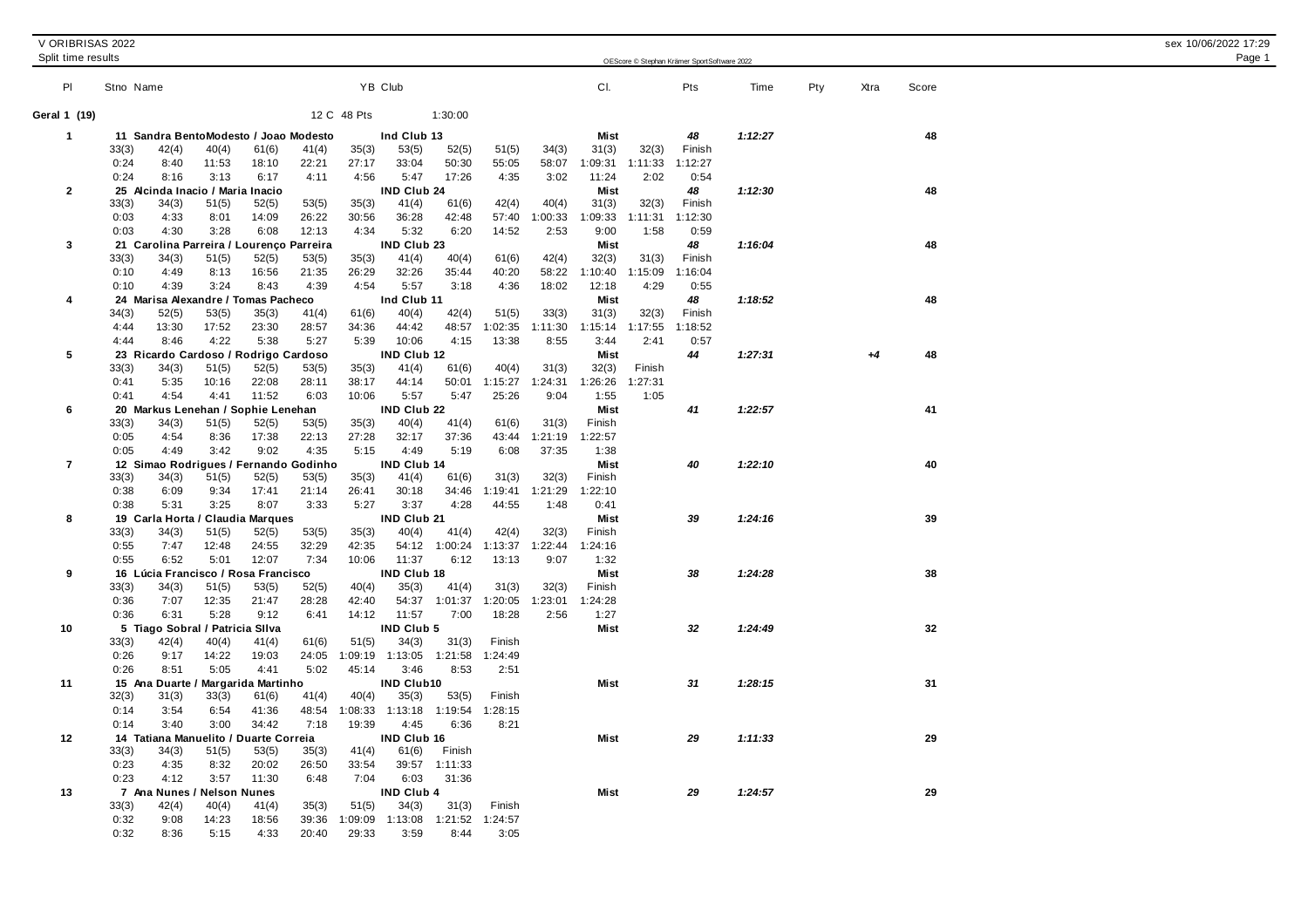# V ORIBRISAS 2022

## Split time results

**Geral 1 (19)** — 12 C — 48 Pts — 1:30:00

| Pl | Stno | Name | YB | Club | Cl. | Pts | Time | Pty | Xtra | Score |
|---|---|---|---|---|---|---|---|---|---|---|
| 1 | 11 | Sandra BentoModesto / Joao Modesto | | Ind Club 13 | Mist | 48 | 1:12:27 | | | 48 |
| 2 | 25 | Alcinda Inacio / Maria Inacio | | IND Club 24 | Mist | 48 | 1:12:30 | | | 48 |
| 3 | 21 | Carolina Parreira / Lourenço Parreira | | IND Club 23 | Mist | 48 | 1:16:04 | | | 48 |
| 4 | 24 | Marisa Alexandre / Tomas Pacheco | | Ind Club 11 | Mist | 48 | 1:18:52 | | | 48 |
| 5 | 23 | Ricardo Cardoso / Rodrigo Cardoso | | IND Club 12 | Mist | 44 | 1:27:31 | | +4 | 48 |
| 6 | 20 | Markus Lenehan / Sophie Lenehan | | IND Club 22 | Mist | 41 | 1:22:57 | | | 41 |
| 7 | 12 | Simao Rodrigues / Fernando Godinho | | IND Club 14 | Mist | 40 | 1:22:10 | | | 40 |
| 8 | 19 | Carla Horta / Claudia Marques | | IND Club 21 | Mist | 39 | 1:24:16 | | | 39 |
| 9 | 16 | Lúcia Francisco / Rosa Francisco | | IND Club 18 | Mist | 38 | 1:24:28 | | | 38 |
| 10 | 5 | Tiago Sobral / Patricia SIlva | | IND Club 5 | Mist | 32 | 1:24:49 | | | 32 |
| 11 | 15 | Ana Duarte / Margarida Martinho | | IND Club10 | Mist | 31 | 1:28:15 | | | 31 |
| 12 | 14 | Tatiana Manuelito / Duarte Correia | | IND Club 16 | Mist | 29 | 1:11:33 | | | 29 |
| 13 | 7 | Ana Nunes / Nelson Nunes | | IND Club 4 | Mist | 29 | 1:24:57 | | | 29 |

### 1 — 11 Sandra BentoModesto / Joao Modesto — Ind Club 13

| 33(3) | 42(4) | 40(4) | 61(6) | 41(4) | 35(3) | 53(5) | 52(5) | 51(5) | 34(3) | 31(3) | 32(3) | Finish |
|---|---|---|---|---|---|---|---|---|---|---|---|---|
| 0:24 | 8:40 | 11:53 | 18:10 | 22:21 | 27:17 | 33:04 | 50:30 | 55:05 | 58:07 | 1:09:31 | 1:11:33 | 1:12:27 |
| 0:24 | 8:16 | 3:13 | 6:17 | 4:11 | 4:56 | 5:47 | 17:26 | 4:35 | 3:02 | 11:24 | 2:02 | 0:54 |

### 2 — 25 Alcinda Inacio / Maria Inacio — IND Club 24

| 33(3) | 34(3) | 51(5) | 52(5) | 53(5) | 35(3) | 41(4) | 61(6) | 42(4) | 40(4) | 31(3) | 32(3) | Finish |
|---|---|---|---|---|---|---|---|---|---|---|---|---|
| 0:03 | 4:33 | 8:01 | 14:09 | 26:22 | 30:56 | 36:28 | 42:48 | 57:40 | 1:00:33 | 1:09:33 | 1:11:31 | 1:12:30 |
| 0:03 | 4:30 | 3:28 | 6:08 | 12:13 | 4:34 | 5:32 | 6:20 | 14:52 | 2:53 | 9:00 | 1:58 | 0:59 |

### 3 — 21 Carolina Parreira / Lourenço Parreira — IND Club 23

| 33(3) | 34(3) | 51(5) | 52(5) | 53(5) | 35(3) | 41(4) | 40(4) | 61(6) | 42(4) | 32(3) | 31(3) | Finish |
|---|---|---|---|---|---|---|---|---|---|---|---|---|
| 0:10 | 4:49 | 8:13 | 16:56 | 21:35 | 26:29 | 32:26 | 35:44 | 40:20 | 58:22 | 1:10:40 | 1:15:09 | 1:16:04 |
| 0:10 | 4:39 | 3:24 | 8:43 | 4:39 | 4:54 | 5:57 | 3:18 | 4:36 | 18:02 | 12:18 | 4:29 | 0:55 |

### 4 — 24 Marisa Alexandre / Tomas Pacheco — Ind Club 11

| 34(3) | 52(5) | 53(5) | 35(3) | 41(4) | 61(6) | 40(4) | 42(4) | 51(5) | 33(3) | 31(3) | 32(3) | Finish |
|---|---|---|---|---|---|---|---|---|---|---|---|---|
| 4:44 | 13:30 | 17:52 | 23:30 | 28:57 | 34:36 | 44:42 | 48:57 | 1:02:35 | 1:11:30 | 1:15:14 | 1:17:55 | 1:18:52 |
| 4:44 | 8:46 | 4:22 | 5:38 | 5:27 | 5:39 | 10:06 | 4:15 | 13:38 | 8:55 | 3:44 | 2:41 | 0:57 |

### 5 — 23 Ricardo Cardoso / Rodrigo Cardoso — IND Club 12

| 33(3) | 34(3) | 51(5) | 52(5) | 53(5) | 35(3) | 41(4) | 61(6) | 40(4) | 31(3) | 32(3) | Finish |
|---|---|---|---|---|---|---|---|---|---|---|---|
| 0:41 | 5:35 | 10:16 | 22:08 | 28:11 | 38:17 | 44:14 | 50:01 | 1:15:27 | 1:24:31 | 1:26:26 | 1:27:31 |
| 0:41 | 4:54 | 4:41 | 11:52 | 6:03 | 10:06 | 5:57 | 5:47 | 25:26 | 9:04 | 1:55 | 1:05 |

### 6 — 20 Markus Lenehan / Sophie Lenehan — IND Club 22

| 33(3) | 34(3) | 51(5) | 52(5) | 53(5) | 35(3) | 40(4) | 41(4) | 61(6) | 31(3) | Finish |
|---|---|---|---|---|---|---|---|---|---|---|
| 0:05 | 4:54 | 8:36 | 17:38 | 22:13 | 27:28 | 32:17 | 37:36 | 43:44 | 1:21:19 | 1:22:57 |
| 0:05 | 4:49 | 3:42 | 9:02 | 4:35 | 5:15 | 4:49 | 5:19 | 6:08 | 37:35 | 1:38 |

### 7 — 12 Simao Rodrigues / Fernando Godinho — IND Club 14

| 33(3) | 34(3) | 51(5) | 52(5) | 53(5) | 35(3) | 41(4) | 61(6) | 31(3) | 32(3) | Finish |
|---|---|---|---|---|---|---|---|---|---|---|
| 0:38 | 6:09 | 9:34 | 17:41 | 21:14 | 26:41 | 30:18 | 34:46 | 1:19:41 | 1:21:29 | 1:22:10 |
| 0:38 | 5:31 | 3:25 | 8:07 | 3:33 | 5:27 | 3:37 | 4:28 | 44:55 | 1:48 | 0:41 |

### 8 — 19 Carla Horta / Claudia Marques — IND Club 21

| 33(3) | 34(3) | 51(5) | 52(5) | 53(5) | 35(3) | 40(4) | 41(4) | 42(4) | 32(3) | Finish |
|---|---|---|---|---|---|---|---|---|---|---|
| 0:55 | 7:47 | 12:48 | 24:55 | 32:29 | 42:35 | 54:12 | 1:00:24 | 1:13:37 | 1:22:44 | 1:24:16 |
| 0:55 | 6:52 | 5:01 | 12:07 | 7:34 | 10:06 | 11:37 | 6:12 | 13:13 | 9:07 | 1:32 |

### 9 — 16 Lúcia Francisco / Rosa Francisco — IND Club 18

| 33(3) | 34(3) | 51(5) | 53(5) | 52(5) | 40(4) | 35(3) | 41(4) | 31(3) | 32(3) | Finish |
|---|---|---|---|---|---|---|---|---|---|---|
| 0:36 | 7:07 | 12:35 | 21:47 | 28:28 | 42:40 | 54:37 | 1:01:37 | 1:20:05 | 1:23:01 | 1:24:28 |
| 0:36 | 6:31 | 5:28 | 9:12 | 6:41 | 14:12 | 11:57 | 7:00 | 18:28 | 2:56 | 1:27 |

### 10 — 5 Tiago Sobral / Patricia SIlva — IND Club 5

| 33(3) | 42(4) | 40(4) | 41(4) | 61(6) | 51(5) | 34(3) | 31(3) | Finish |
|---|---|---|---|---|---|---|---|---|
| 0:26 | 9:17 | 14:22 | 19:03 | 24:05 | 1:09:19 | 1:13:05 | 1:21:58 | 1:24:49 |
| 0:26 | 8:51 | 5:05 | 4:41 | 5:02 | 45:14 | 3:46 | 8:53 | 2:51 |

### 11 — 15 Ana Duarte / Margarida Martinho — IND Club10

| 32(3) | 31(3) | 33(3) | 61(6) | 41(4) | 40(4) | 35(3) | 53(5) | Finish |
|---|---|---|---|---|---|---|---|---|
| 0:14 | 3:54 | 6:54 | 41:36 | 48:54 | 1:08:33 | 1:13:18 | 1:19:54 | 1:28:15 |
| 0:14 | 3:40 | 3:00 | 34:42 | 7:18 | 19:39 | 4:45 | 6:36 | 8:21 |

### 12 — 14 Tatiana Manuelito / Duarte Correia — IND Club 16

| 33(3) | 34(3) | 51(5) | 53(5) | 35(3) | 41(4) | 61(6) | Finish |
|---|---|---|---|---|---|---|---|
| 0:23 | 4:35 | 8:32 | 20:02 | 26:50 | 33:54 | 39:57 | 1:11:33 |
| 0:23 | 4:12 | 3:57 | 11:30 | 6:48 | 7:04 | 6:03 | 31:36 |

### 13 — 7 Ana Nunes / Nelson Nunes — IND Club 4

| 33(3) | 42(4) | 40(4) | 41(4) | 35(3) | 51(5) | 34(3) | 31(3) | Finish |
|---|---|---|---|---|---|---|---|---|
| 0:32 | 9:08 | 14:23 | 18:56 | 39:36 | 1:09:09 | 1:13:08 | 1:21:52 | 1:24:57 |
| 0:32 | 8:36 | 5:15 | 4:33 | 20:40 | 29:33 | 3:59 | 8:44 | 3:05 |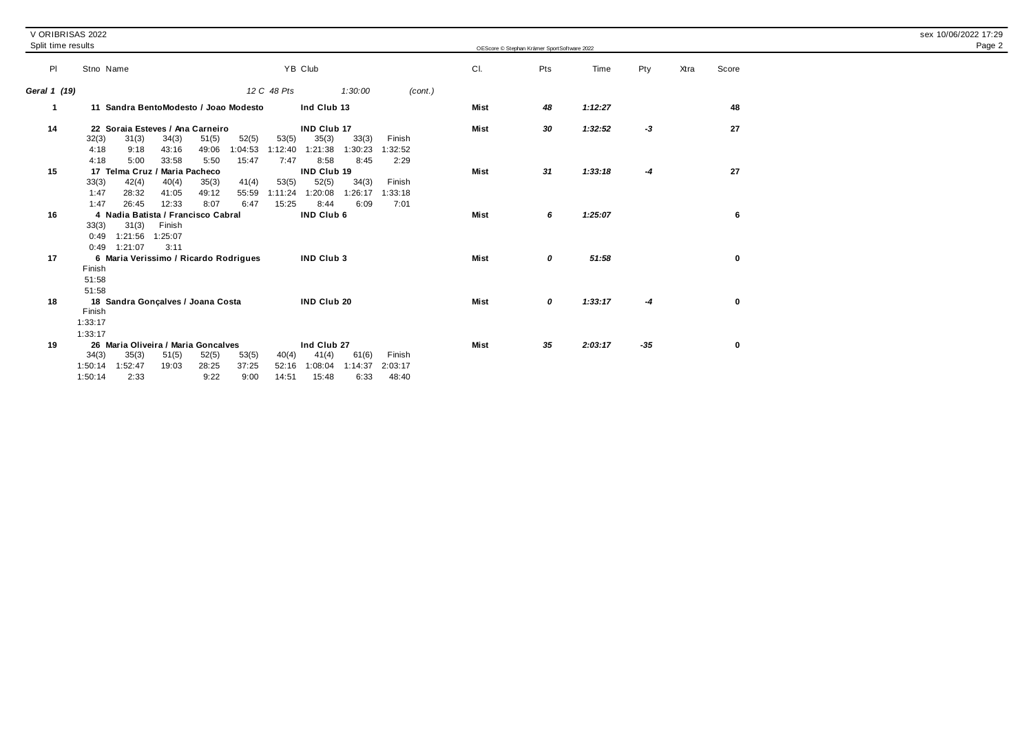V ORIBRISAS 2022

Split time results

OEScore © Stephan Krämer SportSoftware 2022

sex 10/06/2022 17:29

| Pl | Stno Name | YB Club | Cl. | Pts | Time | Pty | Xtra | Score |
|---|---|---|---|---|---|---|---|---|
| *Geral 1 (19)* | | *12 C 48 Pts 1:30:00 (cont.)* | | | | | | |
| **1** | **11 Sandra BentoModesto / Joao Modesto** | **Ind Club 13** | **Mist** | ***48*** | ***1:12:27*** | | | **48** |
| **14** | **22 Soraia Esteves / Ana Carneiro** | **IND Club 17** | **Mist** | ***30*** | ***1:32:52*** | ***-3*** | | **27** |
| **15** | **17 Telma Cruz / Maria Pacheco** | **IND Club 19** | **Mist** | ***31*** | ***1:33:18*** | ***-4*** | | **27** |
| **16** | **4 Nadia Batista / Francisco Cabral** | **IND Club 6** | **Mist** | ***6*** | ***1:25:07*** | | | **6** |
| **17** | **6 Maria Verissimo / Ricardo Rodrigues** | **IND Club 3** | **Mist** | ***0*** | ***51:58*** | | | **0** |
| **18** | **18 Sandra Gonçalves / Joana Costa** | **IND Club 20** | **Mist** | ***0*** | ***1:33:17*** | ***-4*** | | **0** |
| **19** | **26 Maria Oliveira / Maria Goncalves** | **Ind Club 27** | **Mist** | ***35*** | ***2:03:17*** | ***-35*** | | **0** |

Splits:

**14 – 22 Soraia Esteves / Ana Carneiro**

| | | | | | | | | |
|---|---|---|---|---|---|---|---|---|
| 32(3) | 31(3) | 34(3) | 51(5) | 52(5) | 53(5) | 35(3) | 33(3) | Finish |
| 4:18 | 9:18 | 43:16 | 49:06 | 1:04:53 | 1:12:40 | 1:21:38 | 1:30:23 | 1:32:52 |
| 4:18 | 5:00 | 33:58 | 5:50 | 15:47 | 7:47 | 8:58 | 8:45 | 2:29 |

**15 – 17 Telma Cruz / Maria Pacheco**

| | | | | | | | | |
|---|---|---|---|---|---|---|---|---|
| 33(3) | 42(4) | 40(4) | 35(3) | 41(4) | 53(5) | 52(5) | 34(3) | Finish |
| 1:47 | 28:32 | 41:05 | 49:12 | 55:59 | 1:11:24 | 1:20:08 | 1:26:17 | 1:33:18 |
| 1:47 | 26:45 | 12:33 | 8:07 | 6:47 | 15:25 | 8:44 | 6:09 | 7:01 |

**16 – 4 Nadia Batista / Francisco Cabral**

| | | |
|---|---|---|
| 33(3) | 31(3) | Finish |
| 0:49 | 1:21:56 | 1:25:07 |
| 0:49 | 1:21:07 | 3:11 |

**17 – 6 Maria Verissimo / Ricardo Rodrigues**

| |
|---|
| Finish |
| 51:58 |
| 51:58 |

**18 – 18 Sandra Gonçalves / Joana Costa**

| |
|---|
| Finish |
| 1:33:17 |
| 1:33:17 |

**19 – 26 Maria Oliveira / Maria Goncalves**

| | | | | | | | | |
|---|---|---|---|---|---|---|---|---|
| 34(3) | 35(3) | 51(5) | 52(5) | 53(5) | 40(4) | 41(4) | 61(6) | Finish |
| 1:50:14 | 1:52:47 | 19:03 | 28:25 | 37:25 | 52:16 | 1:08:04 | 1:14:37 | 2:03:17 |
| 1:50:14 | 2:33 | | 9:22 | 9:00 | 14:51 | 15:48 | 6:33 | 48:40 |